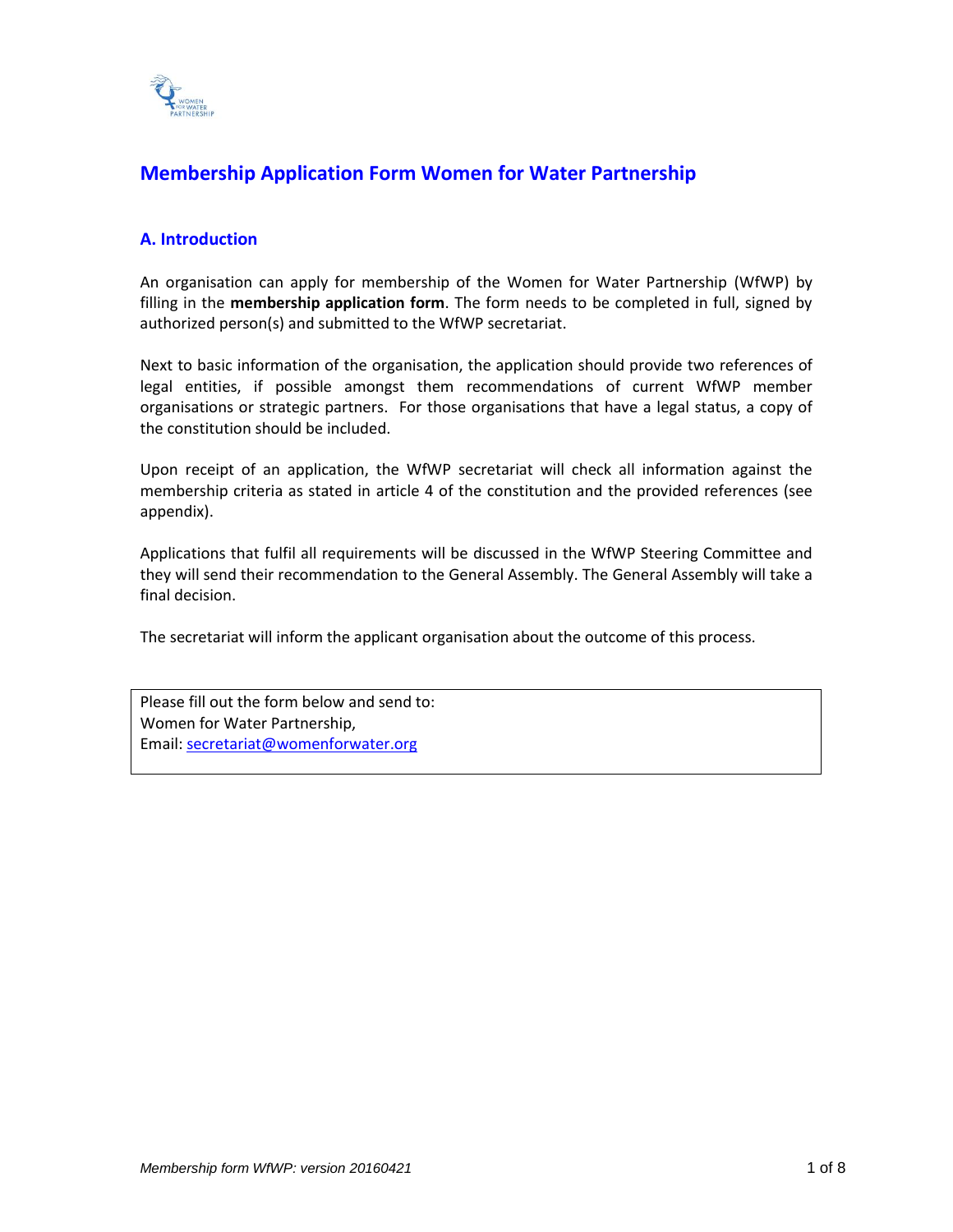# Membership Application Form Women for Water Partnership

## A. Introduction

An organisation can apply for membership of the Women for Water Partnership (WfWP) by filling in the **membership application form**. The form needs to be completed in full, signed by authorized person(s) and submitted to the WfWP secretariat.

Next to basic information of the organisation, the application should provide two references of legal entities, if possible amongst them recommendations of current WfWP member organisations or strategic partners. For those organisations that have a legal status, a copy of the constitution should be included.

Upon receipt of an application, the WfWP secretariat will check all information against the membership criteria as stated in article 4 of the constitution and the provided references (see appendix).

Applications that fulfil all requirements will be discussed in the WfWP Steering Committee and they will send their recommendation to the General Assembly. The General Assembly will take a final decision.

The secretariat will inform the applicant organisation about the outcome of this process.

| Please fill out the form below and send to:<br>Women for Water Partnership,<br>Email: secretariat@womenforwater.org |
|---|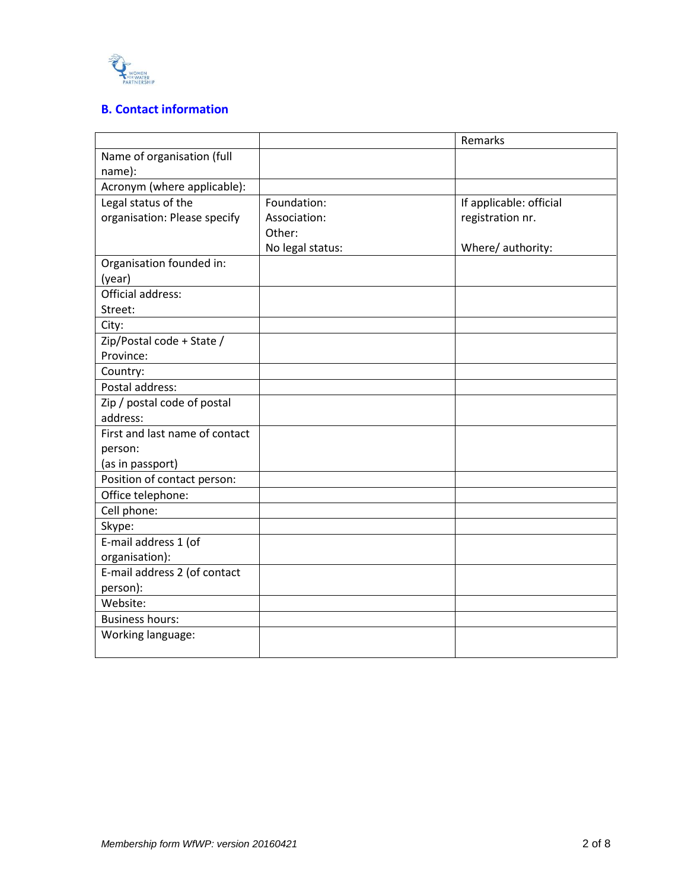## B. Contact information

| | | Remarks |
|---|---|---|
| Name of organisation (full name): | | |
| Acronym (where applicable): | | |
| Legal status of the organisation: Please specify | Foundation:<br>Association:<br>Other:<br>No legal status: | If applicable: official registration nr.<br><br>Where/ authority: |
| Organisation founded in: (year) | | |
| Official address:<br>Street: | | |
| City: | | |
| Zip/Postal code + State / Province: | | |
| Country: | | |
| Postal address: | | |
| Zip / postal code of postal address: | | |
| First and last name of contact person:<br>(as in passport) | | |
| Position of contact person: | | |
| Office telephone: | | |
| Cell phone: | | |
| Skype: | | |
| E-mail address 1 (of organisation): | | |
| E-mail address 2 (of contact person): | | |
| Website: | | |
| Business hours: | | |
| Working language: | | |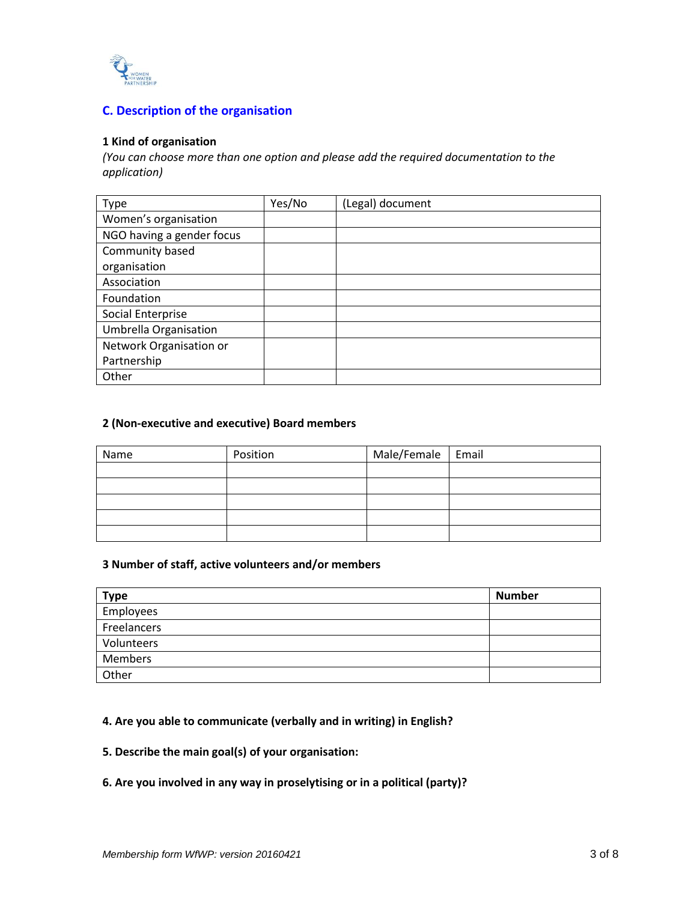## C. Description of the organisation

### 1 Kind of organisation

*(You can choose more than one option and please add the required documentation to the application)*

| Type | Yes/No | (Legal) document |
|---|---|---|
| Women's organisation | | |
| NGO having a gender focus | | |
| Community based organisation | | |
| Association | | |
| Foundation | | |
| Social Enterprise | | |
| Umbrella Organisation | | |
| Network Organisation or Partnership | | |
| Other | | |

### 2 (Non-executive and executive) Board members

| Name | Position | Male/Female | Email |
|---|---|---|---|
| | | | |
| | | | |
| | | | |
| | | | |
| | | | |

### 3 Number of staff, active volunteers and/or members

| **Type** | **Number** |
|---|---|
| Employees | |
| Freelancers | |
| Volunteers | |
| Members | |
| Other | |

**4. Are you able to communicate (verbally and in writing) in English?**

**5. Describe the main goal(s) of your organisation:**

**6. Are you involved in any way in proselytising or in a political (party)?**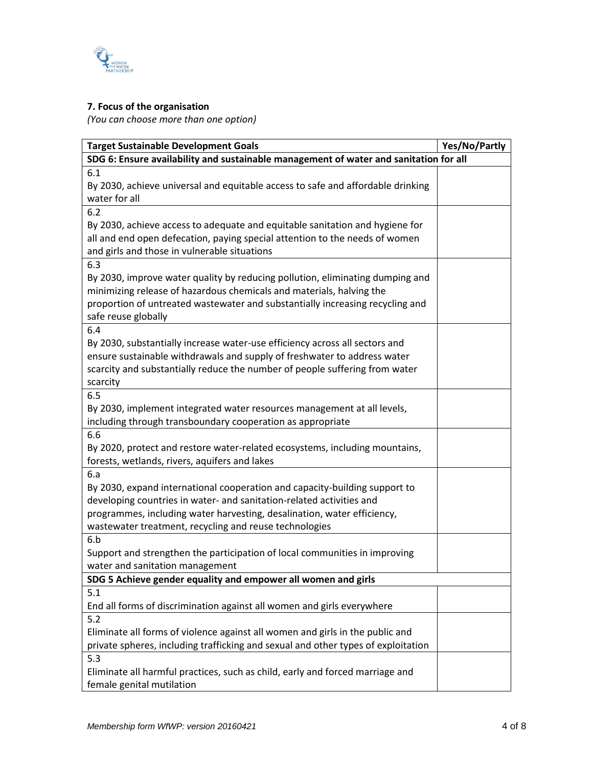**7. Focus of the organisation**
*(You can choose more than one option)*

| Target Sustainable Development Goals | Yes/No/Partly |
|---|---|
| **SDG 6: Ensure availability and sustainable management of water and sanitation for all** | |
| 6.1<br>By 2030, achieve universal and equitable access to safe and affordable drinking water for all | |
| 6.2<br>By 2030, achieve access to adequate and equitable sanitation and hygiene for all and end open defecation, paying special attention to the needs of women and girls and those in vulnerable situations | |
| 6.3<br>By 2030, improve water quality by reducing pollution, eliminating dumping and minimizing release of hazardous chemicals and materials, halving the proportion of untreated wastewater and substantially increasing recycling and safe reuse globally | |
| 6.4<br>By 2030, substantially increase water-use efficiency across all sectors and ensure sustainable withdrawals and supply of freshwater to address water scarcity and substantially reduce the number of people suffering from water scarcity | |
| 6.5<br>By 2030, implement integrated water resources management at all levels, including through transboundary cooperation as appropriate | |
| 6.6<br>By 2020, protect and restore water-related ecosystems, including mountains, forests, wetlands, rivers, aquifers and lakes | |
| 6.a<br>By 2030, expand international cooperation and capacity-building support to developing countries in water- and sanitation-related activities and programmes, including water harvesting, desalination, water efficiency, wastewater treatment, recycling and reuse technologies | |
| 6.b<br>Support and strengthen the participation of local communities in improving water and sanitation management | |
| **SDG 5 Achieve gender equality and empower all women and girls** | |
| 5.1<br>End all forms of discrimination against all women and girls everywhere | |
| 5.2<br>Eliminate all forms of violence against all women and girls in the public and private spheres, including trafficking and sexual and other types of exploitation | |
| 5.3<br>Eliminate all harmful practices, such as child, early and forced marriage and female genital mutilation | |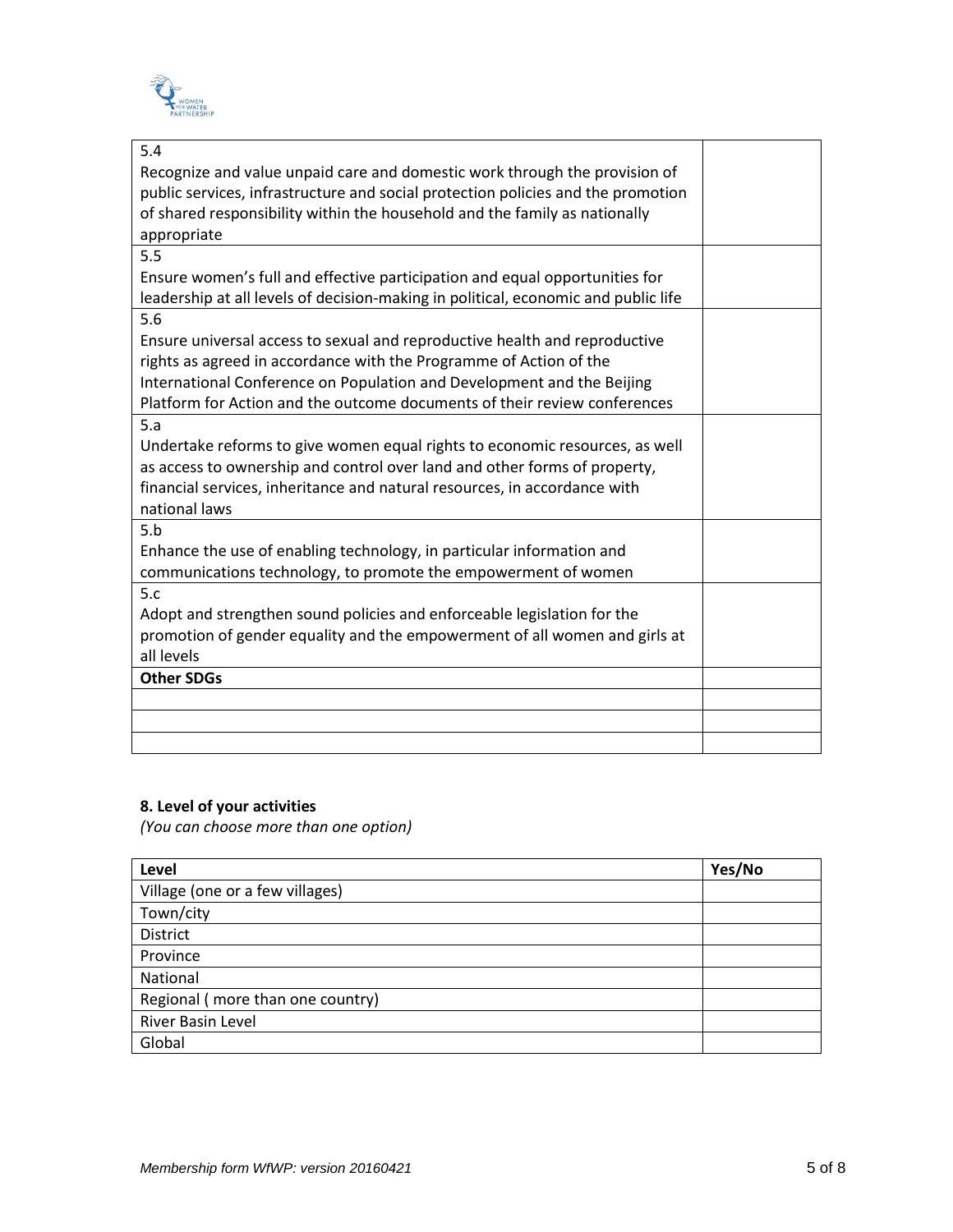| | |
|---|---|
| 5.4<br>Recognize and value unpaid care and domestic work through the provision of public services, infrastructure and social protection policies and the promotion of shared responsibility within the household and the family as nationally appropriate | |
| 5.5<br>Ensure women's full and effective participation and equal opportunities for leadership at all levels of decision-making in political, economic and public life | |
| 5.6<br>Ensure universal access to sexual and reproductive health and reproductive rights as agreed in accordance with the Programme of Action of the International Conference on Population and Development and the Beijing Platform for Action and the outcome documents of their review conferences | |
| 5.a<br>Undertake reforms to give women equal rights to economic resources, as well as access to ownership and control over land and other forms of property, financial services, inheritance and natural resources, in accordance with national laws | |
| 5.b<br>Enhance the use of enabling technology, in particular information and communications technology, to promote the empowerment of women | |
| 5.c<br>Adopt and strengthen sound policies and enforceable legislation for the promotion of gender equality and the empowerment of all women and girls at all levels | |
| **Other SDGs** | |
| | |
| | |
| | |

**8. Level of your activities**

*(You can choose more than one option)*

| Level | Yes/No |
|---|---|
| Village (one or a few villages) | |
| Town/city | |
| District | |
| Province | |
| National | |
| Regional ( more than one country) | |
| River Basin Level | |
| Global | |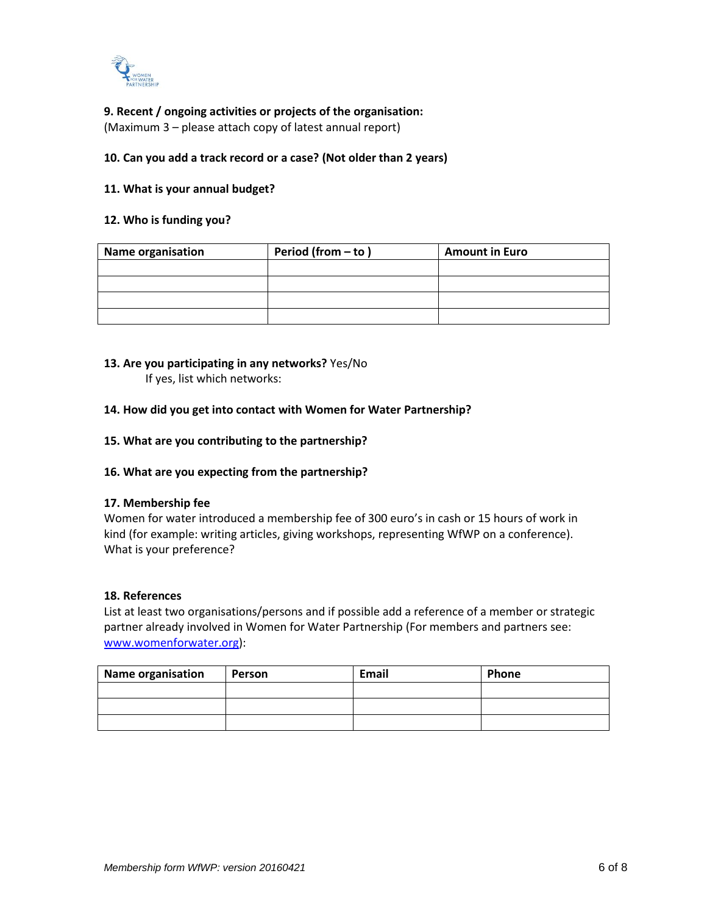**9. Recent / ongoing activities or projects of the organisation:**
(Maximum 3 – please attach copy of latest annual report)

**10. Can you add a track record or a case? (Not older than 2 years)**

**11. What is your annual budget?**

**12. Who is funding you?**

| Name organisation | Period (from – to ) | Amount in Euro |
|---|---|---|
| | | |
| | | |
| | | |
| | | |

**13. Are you participating in any networks?** Yes/No
If yes, list which networks:

**14. How did you get into contact with Women for Water Partnership?**

**15. What are you contributing to the partnership?**

**16. What are you expecting from the partnership?**

**17. Membership fee**
Women for water introduced a membership fee of 300 euro's in cash or 15 hours of work in kind (for example: writing articles, giving workshops, representing WfWP on a conference). What is your preference?

**18. References**
List at least two organisations/persons and if possible add a reference of a member or strategic partner already involved in Women for Water Partnership (For members and partners see: www.womenforwater.org):

| Name organisation | Person | Email | Phone |
|---|---|---|---|
| | | | |
| | | | |
| | | | |

*Membership form WfWP: version 20160421*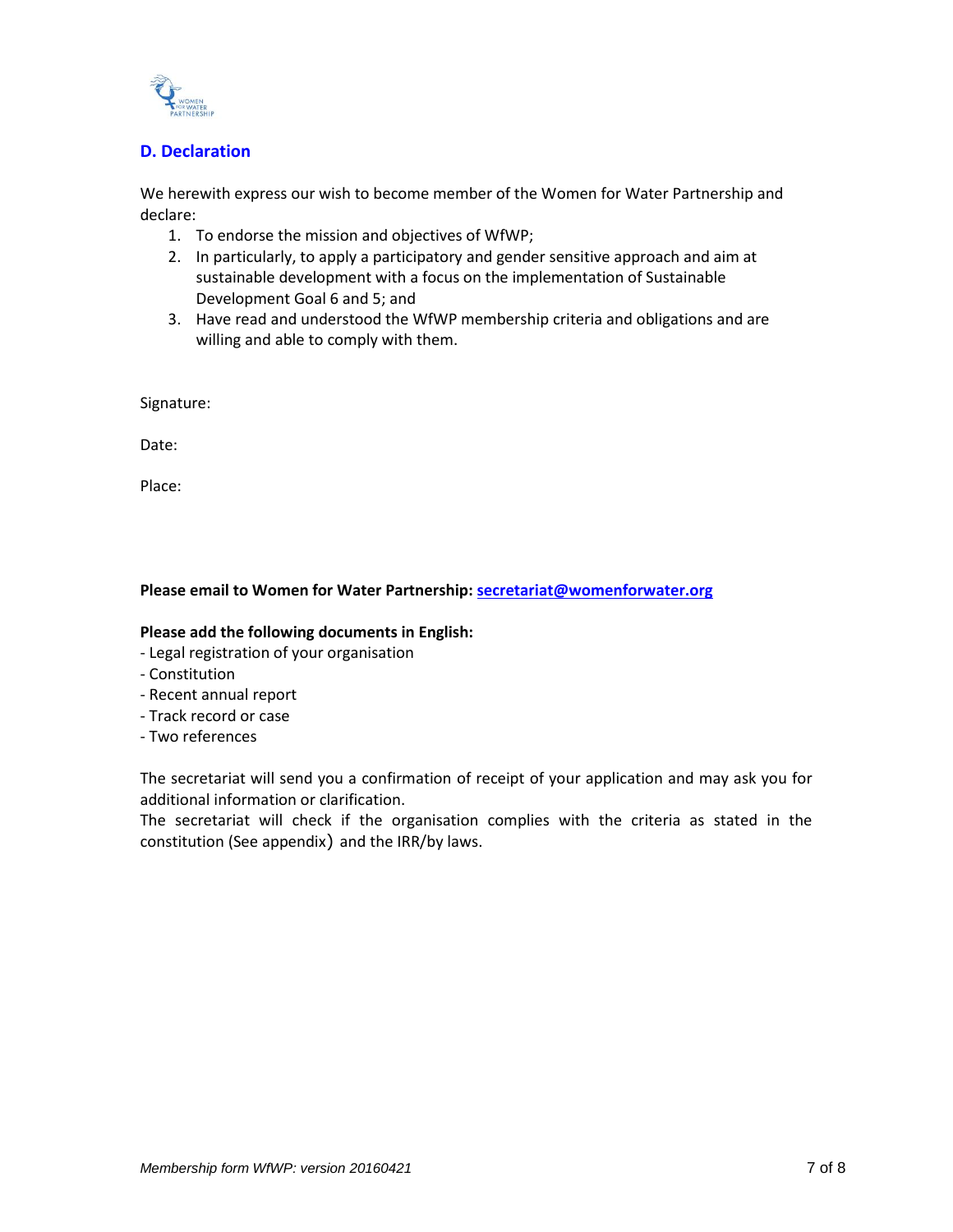## D. Declaration

We herewith express our wish to become member of the Women for Water Partnership and declare:

1. To endorse the mission and objectives of WfWP;
2. In particularly, to apply a participatory and gender sensitive approach and aim at sustainable development with a focus on the implementation of Sustainable Development Goal 6 and 5; and
3. Have read and understood the WfWP membership criteria and obligations and are willing and able to comply with them.

Signature:

Date:

Place:

**Please email to Women for Water Partnership: secretariat@womenforwater.org**

**Please add the following documents in English:**

- Legal registration of your organisation
- Constitution
- Recent annual report
- Track record or case
- Two references

The secretariat will send you a confirmation of receipt of your application and may ask you for additional information or clarification.

The secretariat will check if the organisation complies with the criteria as stated in the constitution (See appendix) and the IRR/by laws.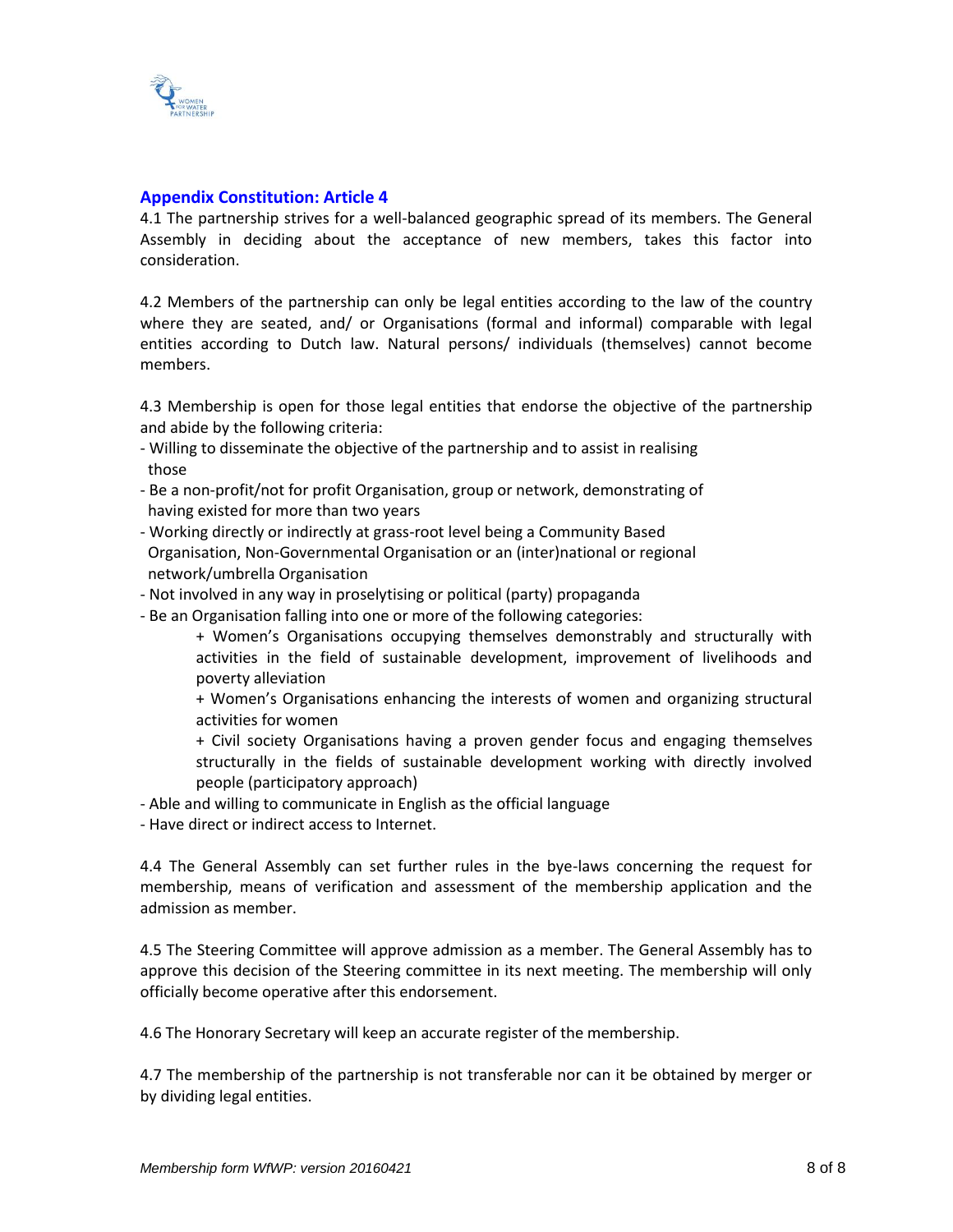## Appendix Constitution: Article 4

4.1 The partnership strives for a well-balanced geographic spread of its members. The General Assembly in deciding about the acceptance of new members, takes this factor into consideration.

4.2 Members of the partnership can only be legal entities according to the law of the country where they are seated, and/ or Organisations (formal and informal) comparable with legal entities according to Dutch law. Natural persons/ individuals (themselves) cannot become members.

4.3 Membership is open for those legal entities that endorse the objective of the partnership and abide by the following criteria:

- Willing to disseminate the objective of the partnership and to assist in realising those
- Be a non-profit/not for profit Organisation, group or network, demonstrating of having existed for more than two years
- Working directly or indirectly at grass-root level being a Community Based Organisation, Non-Governmental Organisation or an (inter)national or regional network/umbrella Organisation
- Not involved in any way in proselytising or political (party) propaganda
- Be an Organisation falling into one or more of the following categories:
    + Women's Organisations occupying themselves demonstrably and structurally with activities in the field of sustainable development, improvement of livelihoods and poverty alleviation
    + Women's Organisations enhancing the interests of women and organizing structural activities for women
    + Civil society Organisations having a proven gender focus and engaging themselves structurally in the fields of sustainable development working with directly involved people (participatory approach)
- Able and willing to communicate in English as the official language
- Have direct or indirect access to Internet.

4.4 The General Assembly can set further rules in the bye-laws concerning the request for membership, means of verification and assessment of the membership application and the admission as member.

4.5 The Steering Committee will approve admission as a member. The General Assembly has to approve this decision of the Steering committee in its next meeting. The membership will only officially become operative after this endorsement.

4.6 The Honorary Secretary will keep an accurate register of the membership.

4.7 The membership of the partnership is not transferable nor can it be obtained by merger or by dividing legal entities.